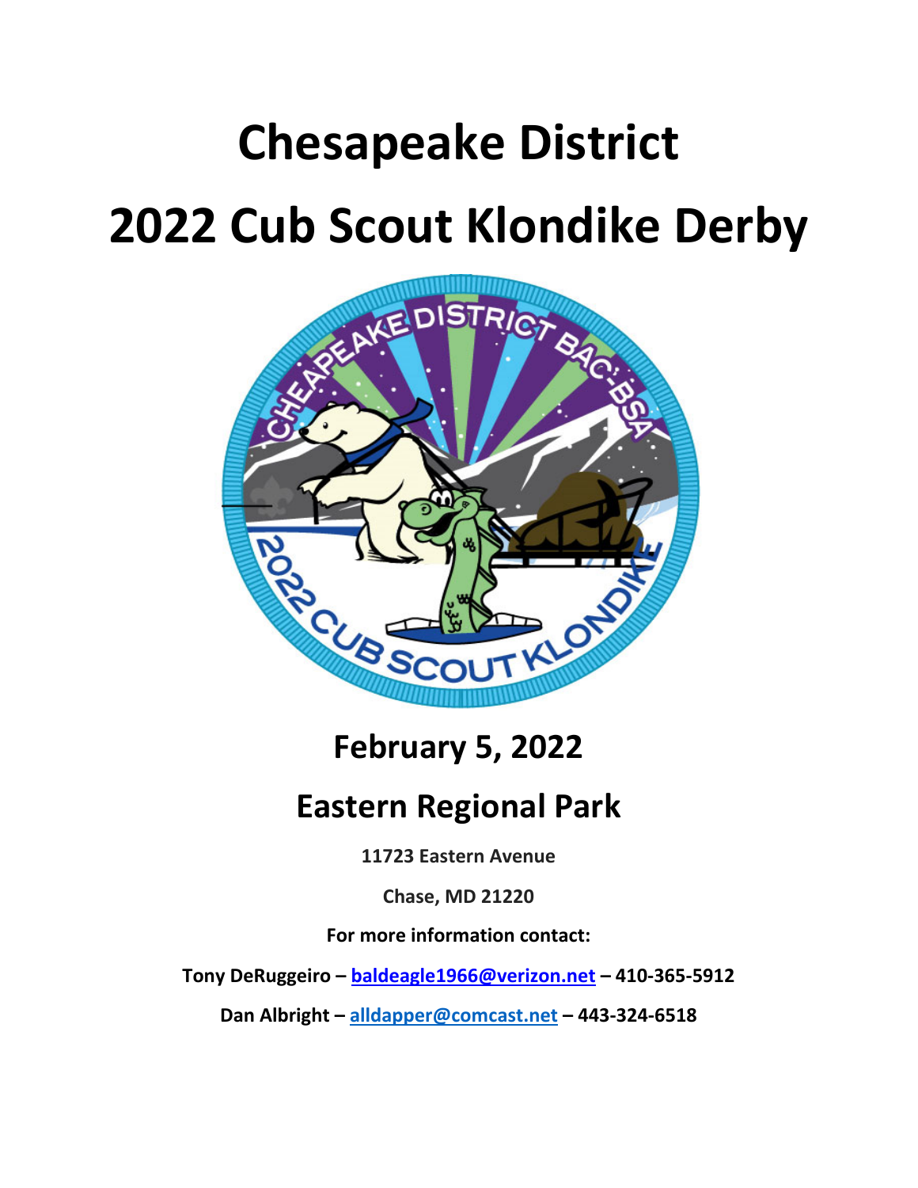# Chesapeake District

# 2022 Cub Scout Klondike Derby

## February 5, 2022

## Eastern Regional Park

**11723 Eastern Avenue**

**Chase, MD 21220**

**For more information contact:**

**Tony DeRuggeiro – baldeagle1966@verizon.net – 410-365-5912**

**Dan Albright – alldapper@comcast.net – 443-324-6518**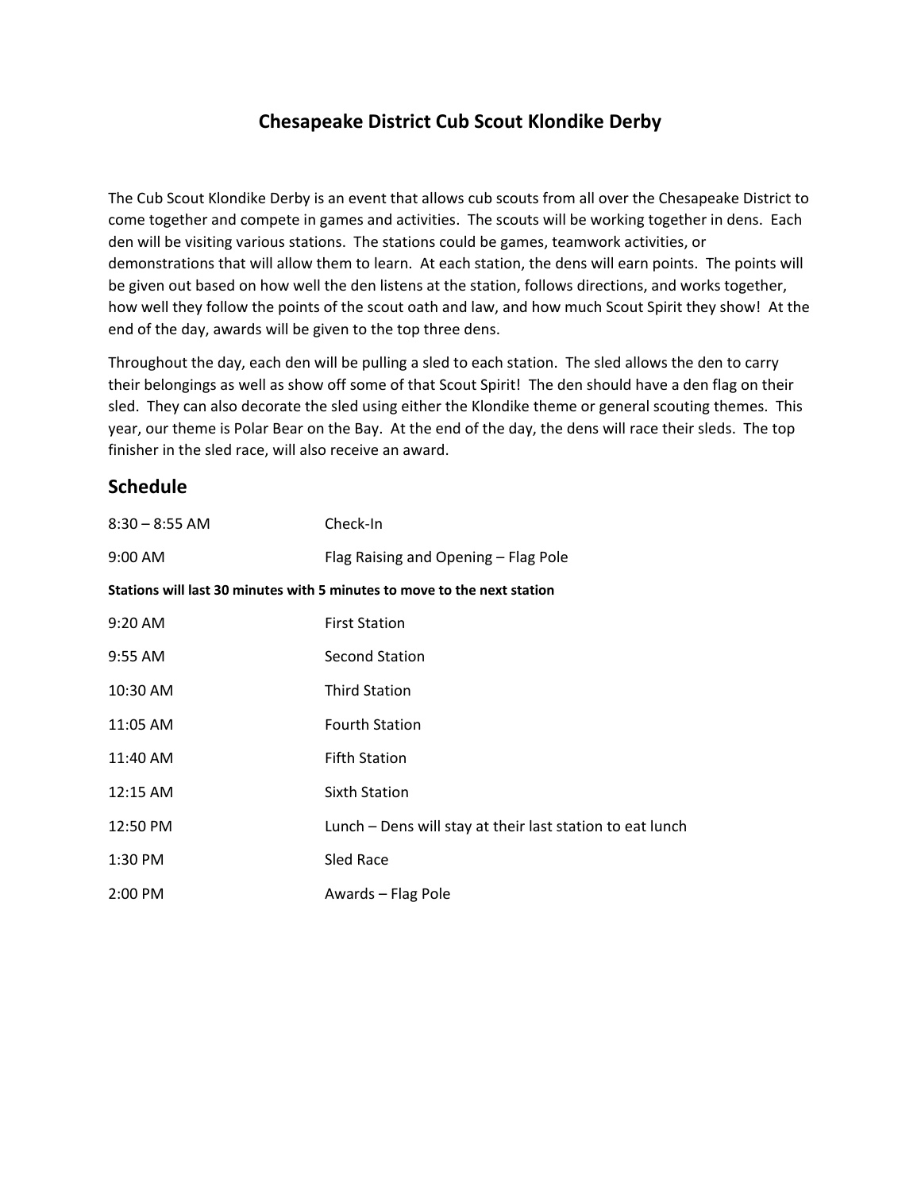# Chesapeake District Cub Scout Klondike Derby

The Cub Scout Klondike Derby is an event that allows cub scouts from all over the Chesapeake District to come together and compete in games and activities. The scouts will be working together in dens. Each den will be visiting various stations. The stations could be games, teamwork activities, or demonstrations that will allow them to learn. At each station, the dens will earn points. The points will be given out based on how well the den listens at the station, follows directions, and works together, how well they follow the points of the scout oath and law, and how much Scout Spirit they show! At the end of the day, awards will be given to the top three dens.

Throughout the day, each den will be pulling a sled to each station. The sled allows the den to carry their belongings as well as show off some of that Scout Spirit! The den should have a den flag on their sled. They can also decorate the sled using either the Klondike theme or general scouting themes. This year, our theme is Polar Bear on the Bay. At the end of the day, the dens will race their sleds. The top finisher in the sled race, will also receive an award.

## Schedule

| | |
|---|---|
| 8:30 – 8:55 AM | Check-In |
| 9:00 AM | Flag Raising and Opening – Flag Pole |
| **Stations will last 30 minutes with 5 minutes to move to the next station** | |
| 9:20 AM | First Station |
| 9:55 AM | Second Station |
| 10:30 AM | Third Station |
| 11:05 AM | Fourth Station |
| 11:40 AM | Fifth Station |
| 12:15 AM | Sixth Station |
| 12:50 PM | Lunch – Dens will stay at their last station to eat lunch |
| 1:30 PM | Sled Race |
| 2:00 PM | Awards – Flag Pole |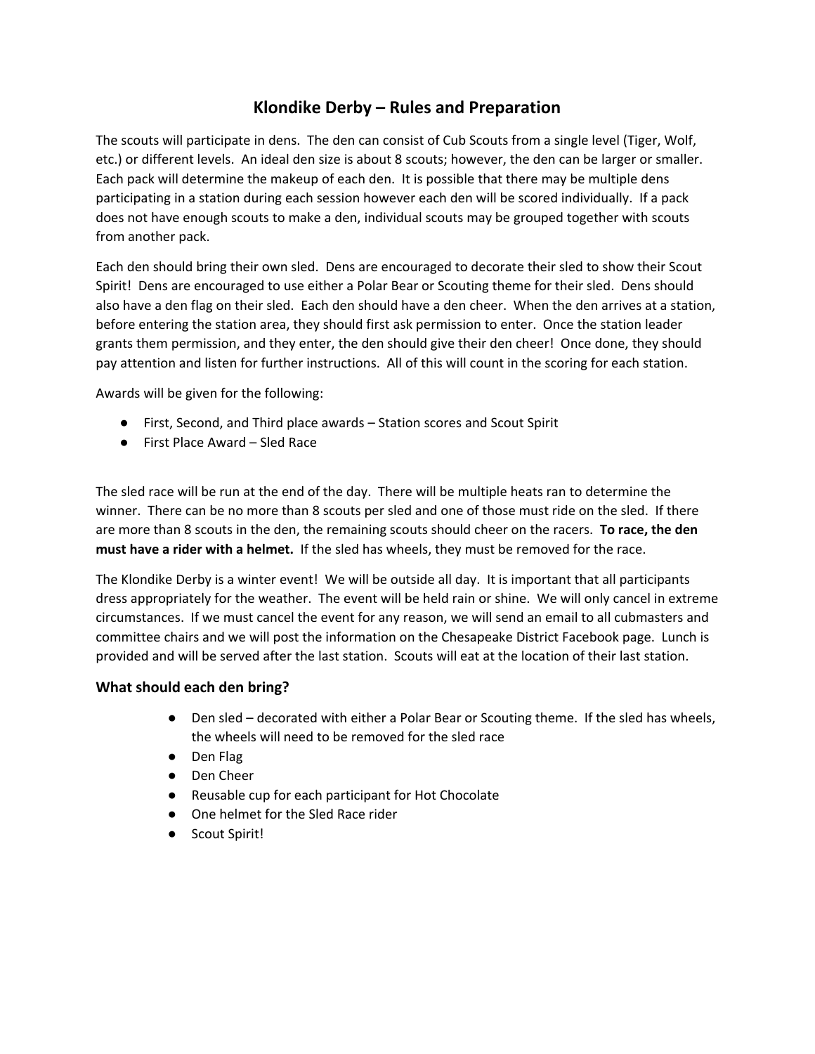# Klondike Derby – Rules and Preparation

The scouts will participate in dens. The den can consist of Cub Scouts from a single level (Tiger, Wolf, etc.) or different levels. An ideal den size is about 8 scouts; however, the den can be larger or smaller. Each pack will determine the makeup of each den. It is possible that there may be multiple dens participating in a station during each session however each den will be scored individually. If a pack does not have enough scouts to make a den, individual scouts may be grouped together with scouts from another pack.

Each den should bring their own sled. Dens are encouraged to decorate their sled to show their Scout Spirit! Dens are encouraged to use either a Polar Bear or Scouting theme for their sled. Dens should also have a den flag on their sled. Each den should have a den cheer. When the den arrives at a station, before entering the station area, they should first ask permission to enter. Once the station leader grants them permission, and they enter, the den should give their den cheer! Once done, they should pay attention and listen for further instructions. All of this will count in the scoring for each station.

Awards will be given for the following:

- First, Second, and Third place awards – Station scores and Scout Spirit
- First Place Award – Sled Race

The sled race will be run at the end of the day. There will be multiple heats ran to determine the winner. There can be no more than 8 scouts per sled and one of those must ride on the sled. If there are more than 8 scouts in the den, the remaining scouts should cheer on the racers. **To race, the den must have a rider with a helmet.** If the sled has wheels, they must be removed for the race.

The Klondike Derby is a winter event! We will be outside all day. It is important that all participants dress appropriately for the weather. The event will be held rain or shine. We will only cancel in extreme circumstances. If we must cancel the event for any reason, we will send an email to all cubmasters and committee chairs and we will post the information on the Chesapeake District Facebook page. Lunch is provided and will be served after the last station. Scouts will eat at the location of their last station.

### What should each den bring?

- Den sled – decorated with either a Polar Bear or Scouting theme. If the sled has wheels, the wheels will need to be removed for the sled race
- Den Flag
- Den Cheer
- Reusable cup for each participant for Hot Chocolate
- One helmet for the Sled Race rider
- Scout Spirit!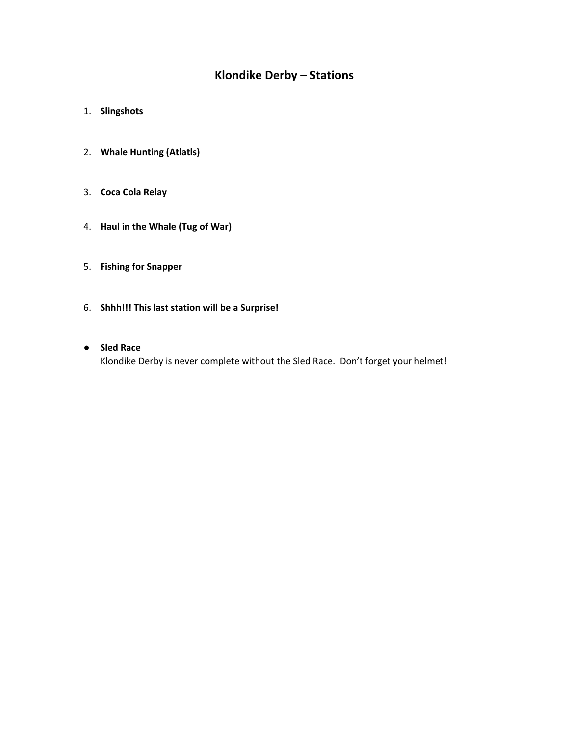# Klondike Derby – Stations

1. **Slingshots**

2. **Whale Hunting (Atlatls)**

3. **Coca Cola Relay**

4. **Haul in the Whale (Tug of War)**

5. **Fishing for Snapper**

6. **Shhh!!! This last station will be a Surprise!**

- **Sled Race**
  Klondike Derby is never complete without the Sled Race. Don't forget your helmet!